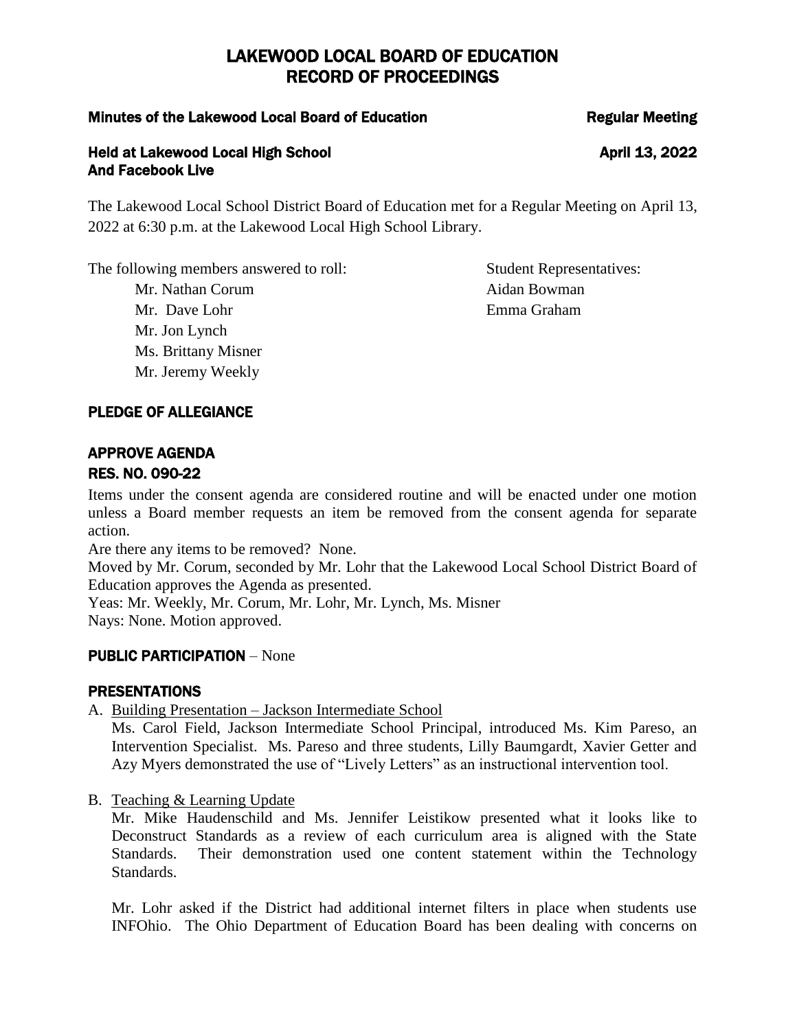# LAKEWOOD LOCAL BOARD OF EDUCATION
# RECORD OF PROCEEDINGS

**Minutes of the Lakewood Local Board of Education** **Regular Meeting**

**Held at Lakewood Local High School** **April 13, 2022**
**And Facebook Live**

The Lakewood Local School District Board of Education met for a Regular Meeting on April 13, 2022 at 6:30 p.m. at the Lakewood Local High School Library.

The following members answered to roll:

- Mr. Nathan Corum
- Mr. Dave Lohr
- Mr. Jon Lynch
- Ms. Brittany Misner
- Mr. Jeremy Weekly

Student Representatives:

- Aidan Bowman
- Emma Graham

## PLEDGE OF ALLEGIANCE

## APPROVE AGENDA
## RES. NO. 090-22

Items under the consent agenda are considered routine and will be enacted under one motion unless a Board member requests an item be removed from the consent agenda for separate action.

Are there any items to be removed? None.

Moved by Mr. Corum, seconded by Mr. Lohr that the Lakewood Local School District Board of Education approves the Agenda as presented.

Yeas: Mr. Weekly, Mr. Corum, Mr. Lohr, Mr. Lynch, Ms. Misner

Nays: None. Motion approved.

## PUBLIC PARTICIPATION – None

## PRESENTATIONS

A. Building Presentation – Jackson Intermediate School

Ms. Carol Field, Jackson Intermediate School Principal, introduced Ms. Kim Pareso, an Intervention Specialist. Ms. Pareso and three students, Lilly Baumgardt, Xavier Getter and Azy Myers demonstrated the use of "Lively Letters" as an instructional intervention tool.

B. Teaching & Learning Update

Mr. Mike Haudenschild and Ms. Jennifer Leistikow presented what it looks like to Deconstruct Standards as a review of each curriculum area is aligned with the State Standards. Their demonstration used one content statement within the Technology Standards.

Mr. Lohr asked if the District had additional internet filters in place when students use INFOhio. The Ohio Department of Education Board has been dealing with concerns on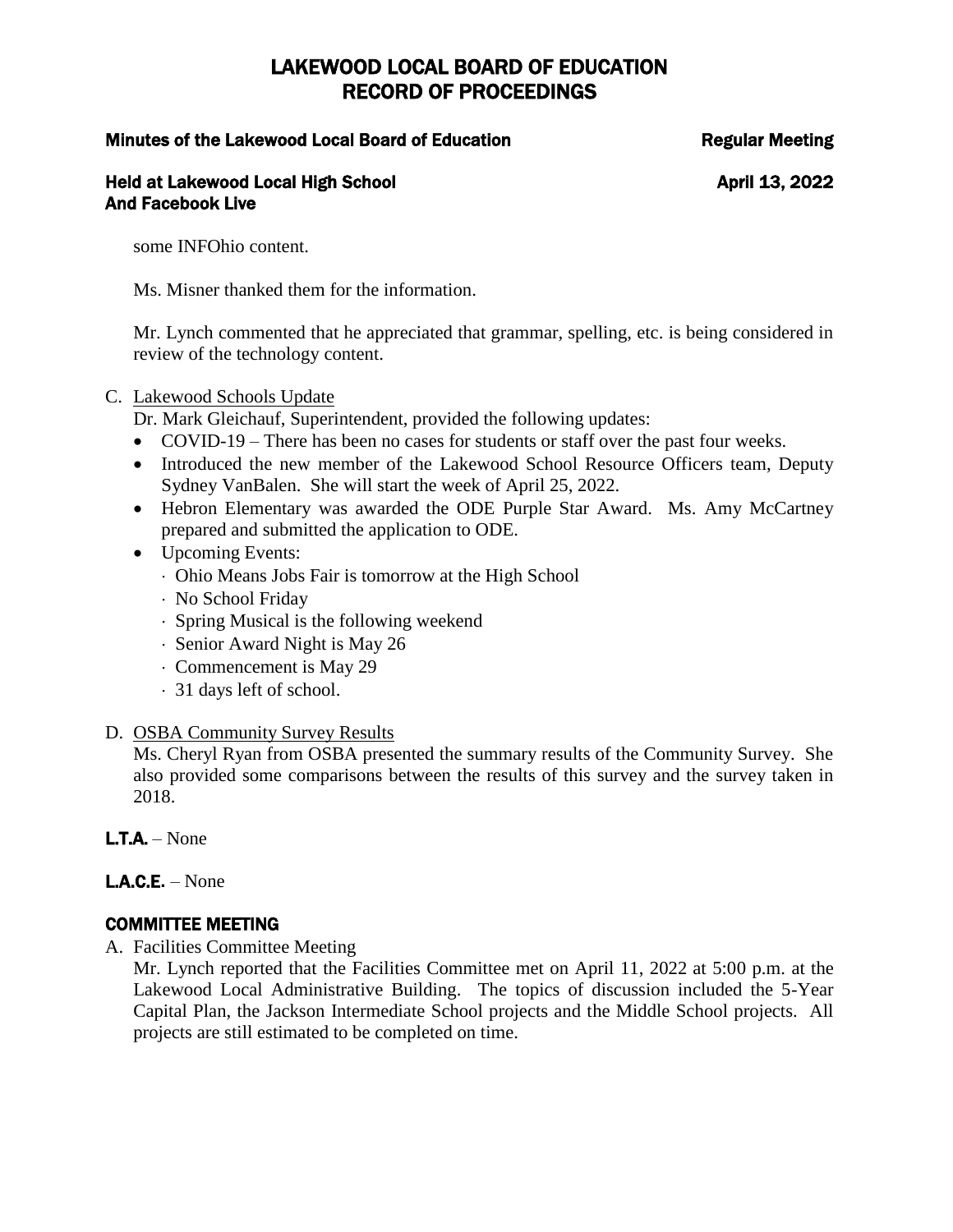some INFOhio content.

Ms. Misner thanked them for the information.

Mr. Lynch commented that he appreciated that grammar, spelling, etc. is being considered in review of the technology content.

C. Lakewood Schools Update

   Dr. Mark Gleichauf, Superintendent, provided the following updates:

   - COVID-19 – There has been no cases for students or staff over the past four weeks.
   - Introduced the new member of the Lakewood School Resource Officers team, Deputy Sydney VanBalen. She will start the week of April 25, 2022.
   - Hebron Elementary was awarded the ODE Purple Star Award. Ms. Amy McCartney prepared and submitted the application to ODE.
   - Upcoming Events:
     - Ohio Means Jobs Fair is tomorrow at the High School
     - No School Friday
     - Spring Musical is the following weekend
     - Senior Award Night is May 26
     - Commencement is May 29
     - 31 days left of school.

D. OSBA Community Survey Results

   Ms. Cheryl Ryan from OSBA presented the summary results of the Community Survey. She also provided some comparisons between the results of this survey and the survey taken in 2018.

**L.T.A.** – None

**L.A.C.E.** – None

## COMMITTEE MEETING

A. Facilities Committee Meeting

   Mr. Lynch reported that the Facilities Committee met on April 11, 2022 at 5:00 p.m. at the Lakewood Local Administrative Building. The topics of discussion included the 5-Year Capital Plan, the Jackson Intermediate School projects and the Middle School projects. All projects are still estimated to be completed on time.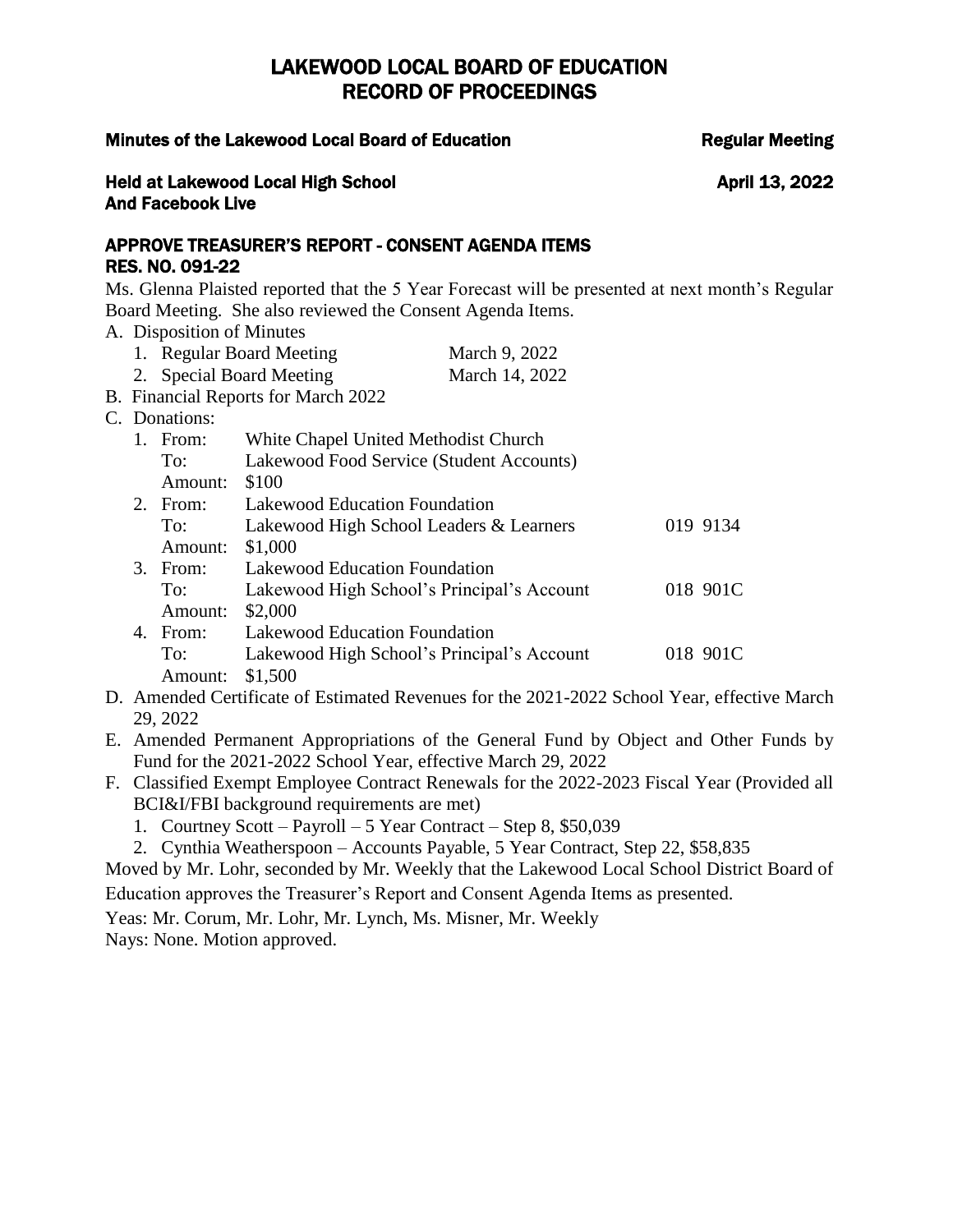# LAKEWOOD LOCAL BOARD OF EDUCATION
# RECORD OF PROCEEDINGS

**Minutes of the Lakewood Local Board of Education** **Regular Meeting**

**Held at Lakewood Local High School** **April 13, 2022**
**And Facebook Live**

## APPROVE TREASURER'S REPORT - CONSENT AGENDA ITEMS
## RES. NO. 091-22

Ms. Glenna Plaisted reported that the 5 Year Forecast will be presented at next month's Regular Board Meeting. She also reviewed the Consent Agenda Items.

A. Disposition of Minutes
   1. Regular Board Meeting March 9, 2022
   2. Special Board Meeting March 14, 2022

B. Financial Reports for March 2022

C. Donations:
   1. From: White Chapel United Methodist Church
      To: Lakewood Food Service (Student Accounts)
      Amount: $100
   2. From: Lakewood Education Foundation
      To: Lakewood High School Leaders & Learners 019 9134
      Amount: $1,000
   3. From: Lakewood Education Foundation
      To: Lakewood High School's Principal's Account 018 901C
      Amount: $2,000
   4. From: Lakewood Education Foundation
      To: Lakewood High School's Principal's Account 018 901C
      Amount: $1,500

D. Amended Certificate of Estimated Revenues for the 2021-2022 School Year, effective March 29, 2022

E. Amended Permanent Appropriations of the General Fund by Object and Other Funds by Fund for the 2021-2022 School Year, effective March 29, 2022

F. Classified Exempt Employee Contract Renewals for the 2022-2023 Fiscal Year (Provided all BCI&I/FBI background requirements are met)
   1. Courtney Scott – Payroll – 5 Year Contract – Step 8, $50,039
   2. Cynthia Weatherspoon – Accounts Payable, 5 Year Contract, Step 22, $58,835

Moved by Mr. Lohr, seconded by Mr. Weekly that the Lakewood Local School District Board of Education approves the Treasurer's Report and Consent Agenda Items as presented.

Yeas: Mr. Corum, Mr. Lohr, Mr. Lynch, Ms. Misner, Mr. Weekly
Nays: None. Motion approved.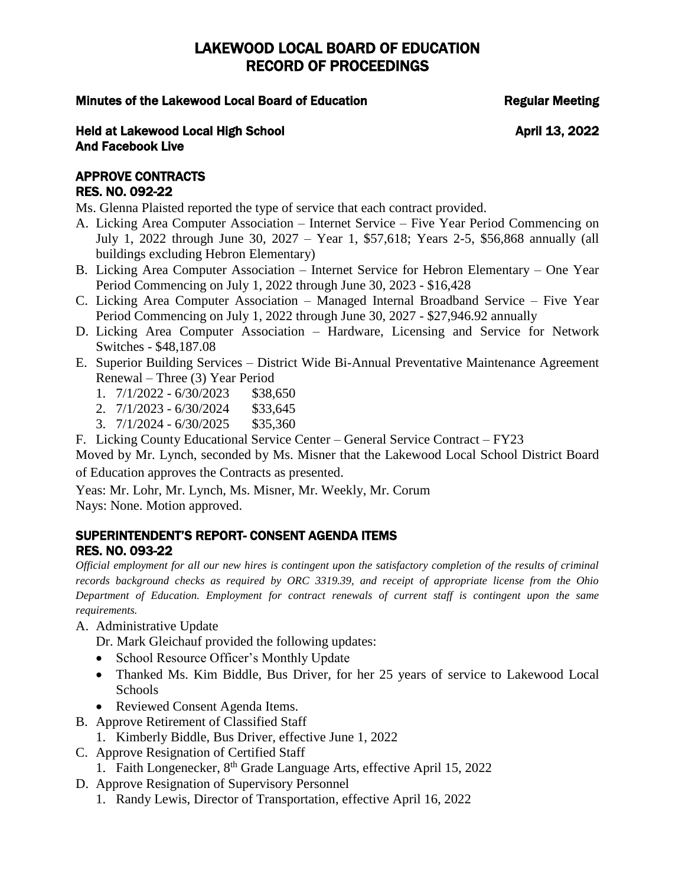# LAKEWOOD LOCAL BOARD OF EDUCATION
# RECORD OF PROCEEDINGS

**Minutes of the Lakewood Local Board of Education** **Regular Meeting**

**Held at Lakewood Local High School** **April 13, 2022**
**And Facebook Live**

## APPROVE CONTRACTS
## RES. NO. 092-22

Ms. Glenna Plaisted reported the type of service that each contract provided.

A. Licking Area Computer Association – Internet Service – Five Year Period Commencing on July 1, 2022 through June 30, 2027 – Year 1, $57,618; Years 2-5, $56,868 annually (all buildings excluding Hebron Elementary)
B. Licking Area Computer Association – Internet Service for Hebron Elementary – One Year Period Commencing on July 1, 2022 through June 30, 2023 - $16,428
C. Licking Area Computer Association – Managed Internal Broadband Service – Five Year Period Commencing on July 1, 2022 through June 30, 2027 - $27,946.92 annually
D. Licking Area Computer Association – Hardware, Licensing and Service for Network Switches - $48,187.08
E. Superior Building Services – District Wide Bi-Annual Preventative Maintenance Agreement Renewal – Three (3) Year Period
   1. 7/1/2022 - 6/30/2023 $38,650
   2. 7/1/2023 - 6/30/2024 $33,645
   3. 7/1/2024 - 6/30/2025 $35,360
F. Licking County Educational Service Center – General Service Contract – FY23

Moved by Mr. Lynch, seconded by Ms. Misner that the Lakewood Local School District Board of Education approves the Contracts as presented.

Yeas: Mr. Lohr, Mr. Lynch, Ms. Misner, Mr. Weekly, Mr. Corum
Nays: None. Motion approved.

## SUPERINTENDENT'S REPORT- CONSENT AGENDA ITEMS
## RES. NO. 093-22

*Official employment for all our new hires is contingent upon the satisfactory completion of the results of criminal records background checks as required by ORC 3319.39, and receipt of appropriate license from the Ohio Department of Education. Employment for contract renewals of current staff is contingent upon the same requirements.*

A. Administrative Update
   Dr. Mark Gleichauf provided the following updates:
   - School Resource Officer's Monthly Update
   - Thanked Ms. Kim Biddle, Bus Driver, for her 25 years of service to Lakewood Local Schools
   - Reviewed Consent Agenda Items.
B. Approve Retirement of Classified Staff
   1. Kimberly Biddle, Bus Driver, effective June 1, 2022
C. Approve Resignation of Certified Staff
   1. Faith Longenecker, 8th Grade Language Arts, effective April 15, 2022
D. Approve Resignation of Supervisory Personnel
   1. Randy Lewis, Director of Transportation, effective April 16, 2022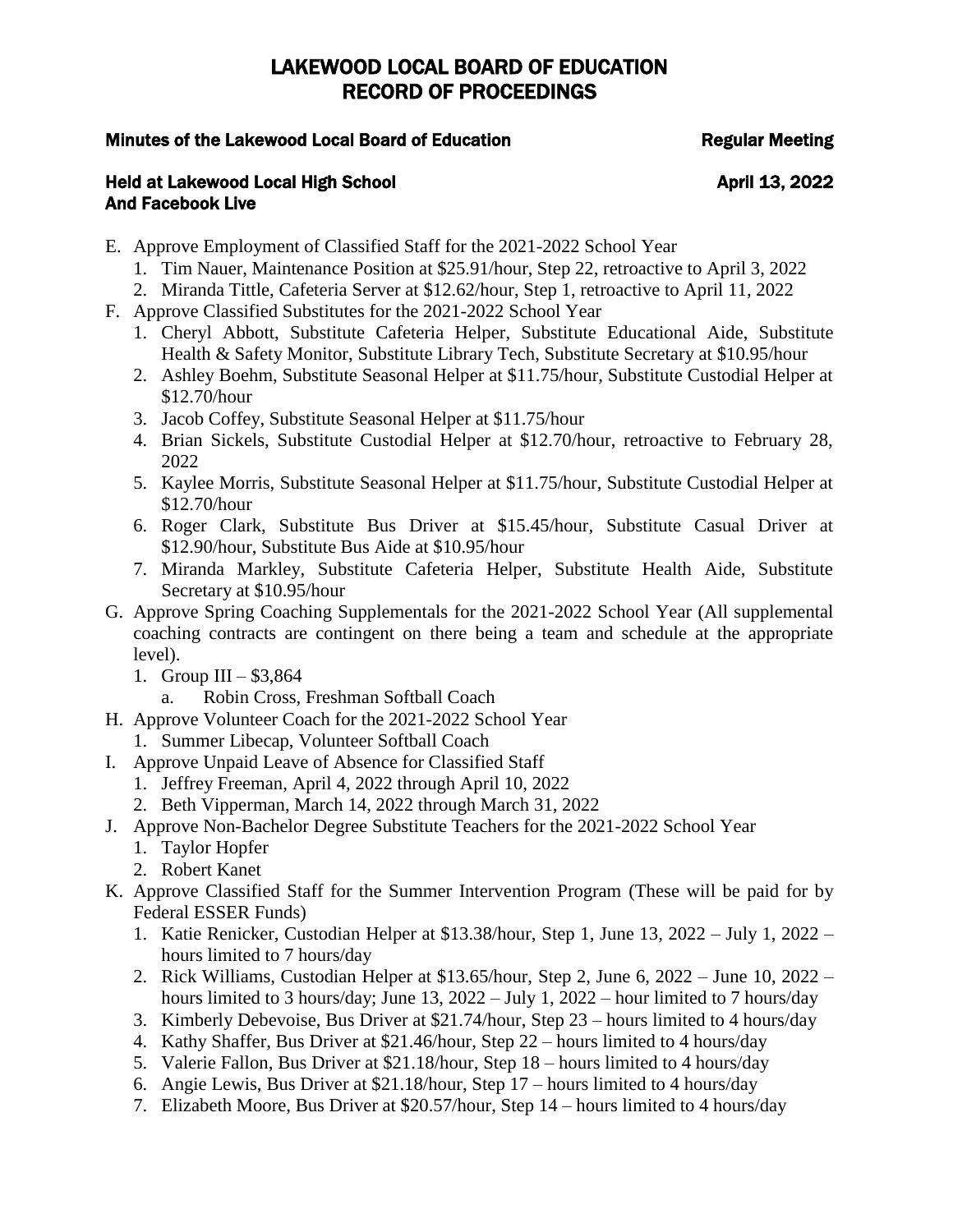E. Approve Employment of Classified Staff for the 2021-2022 School Year
   1. Tim Nauer, Maintenance Position at $25.91/hour, Step 22, retroactive to April 3, 2022
   2. Miranda Tittle, Cafeteria Server at $12.62/hour, Step 1, retroactive to April 11, 2022
F. Approve Classified Substitutes for the 2021-2022 School Year
   1. Cheryl Abbott, Substitute Cafeteria Helper, Substitute Educational Aide, Substitute Health & Safety Monitor, Substitute Library Tech, Substitute Secretary at $10.95/hour
   2. Ashley Boehm, Substitute Seasonal Helper at $11.75/hour, Substitute Custodial Helper at $12.70/hour
   3. Jacob Coffey, Substitute Seasonal Helper at $11.75/hour
   4. Brian Sickels, Substitute Custodial Helper at $12.70/hour, retroactive to February 28, 2022
   5. Kaylee Morris, Substitute Seasonal Helper at $11.75/hour, Substitute Custodial Helper at $12.70/hour
   6. Roger Clark, Substitute Bus Driver at $15.45/hour, Substitute Casual Driver at $12.90/hour, Substitute Bus Aide at $10.95/hour
   7. Miranda Markley, Substitute Cafeteria Helper, Substitute Health Aide, Substitute Secretary at $10.95/hour
G. Approve Spring Coaching Supplementals for the 2021-2022 School Year (All supplemental coaching contracts are contingent on there being a team and schedule at the appropriate level).
   1. Group III – $3,864
      a. Robin Cross, Freshman Softball Coach
H. Approve Volunteer Coach for the 2021-2022 School Year
   1. Summer Libecap, Volunteer Softball Coach
I. Approve Unpaid Leave of Absence for Classified Staff
   1. Jeffrey Freeman, April 4, 2022 through April 10, 2022
   2. Beth Vipperman, March 14, 2022 through March 31, 2022
J. Approve Non-Bachelor Degree Substitute Teachers for the 2021-2022 School Year
   1. Taylor Hopfer
   2. Robert Kanet
K. Approve Classified Staff for the Summer Intervention Program (These will be paid for by Federal ESSER Funds)
   1. Katie Renicker, Custodian Helper at $13.38/hour, Step 1, June 13, 2022 – July 1, 2022 – hours limited to 7 hours/day
   2. Rick Williams, Custodian Helper at $13.65/hour, Step 2, June 6, 2022 – June 10, 2022 – hours limited to 3 hours/day; June 13, 2022 – July 1, 2022 – hour limited to 7 hours/day
   3. Kimberly Debevoise, Bus Driver at $21.74/hour, Step 23 – hours limited to 4 hours/day
   4. Kathy Shaffer, Bus Driver at $21.46/hour, Step 22 – hours limited to 4 hours/day
   5. Valerie Fallon, Bus Driver at $21.18/hour, Step 18 – hours limited to 4 hours/day
   6. Angie Lewis, Bus Driver at $21.18/hour, Step 17 – hours limited to 4 hours/day
   7. Elizabeth Moore, Bus Driver at $20.57/hour, Step 14 – hours limited to 4 hours/day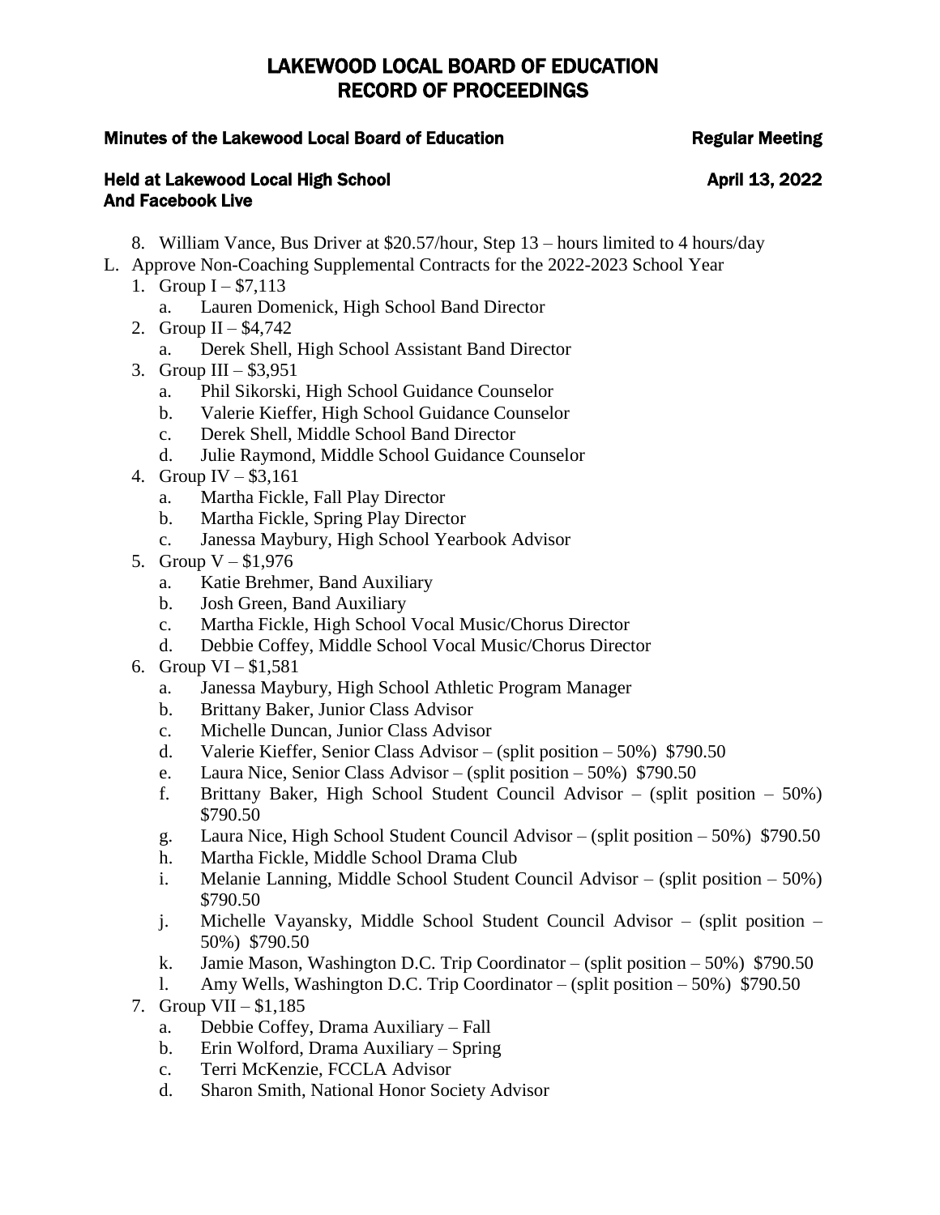8. William Vance, Bus Driver at $20.57/hour, Step 13 – hours limited to 4 hours/day

L. Approve Non-Coaching Supplemental Contracts for the 2022-2023 School Year
   1. Group I – $7,113
      a. Lauren Domenick, High School Band Director
   2. Group II – $4,742
      a. Derek Shell, High School Assistant Band Director
   3. Group III – $3,951
      a. Phil Sikorski, High School Guidance Counselor
      b. Valerie Kieffer, High School Guidance Counselor
      c. Derek Shell, Middle School Band Director
      d. Julie Raymond, Middle School Guidance Counselor
   4. Group IV – $3,161
      a. Martha Fickle, Fall Play Director
      b. Martha Fickle, Spring Play Director
      c. Janessa Maybury, High School Yearbook Advisor
   5. Group V – $1,976
      a. Katie Brehmer, Band Auxiliary
      b. Josh Green, Band Auxiliary
      c. Martha Fickle, High School Vocal Music/Chorus Director
      d. Debbie Coffey, Middle School Vocal Music/Chorus Director
   6. Group VI – $1,581
      a. Janessa Maybury, High School Athletic Program Manager
      b. Brittany Baker, Junior Class Advisor
      c. Michelle Duncan, Junior Class Advisor
      d. Valerie Kieffer, Senior Class Advisor – (split position – 50%) $790.50
      e. Laura Nice, Senior Class Advisor – (split position – 50%) $790.50
      f. Brittany Baker, High School Student Council Advisor – (split position – 50%) $790.50
      g. Laura Nice, High School Student Council Advisor – (split position – 50%) $790.50
      h. Martha Fickle, Middle School Drama Club
      i. Melanie Lanning, Middle School Student Council Advisor – (split position – 50%) $790.50
      j. Michelle Vayansky, Middle School Student Council Advisor – (split position – 50%) $790.50
      k. Jamie Mason, Washington D.C. Trip Coordinator – (split position – 50%) $790.50
      l. Amy Wells, Washington D.C. Trip Coordinator – (split position – 50%) $790.50
   7. Group VII – $1,185
      a. Debbie Coffey, Drama Auxiliary – Fall
      b. Erin Wolford, Drama Auxiliary – Spring
      c. Terri McKenzie, FCCLA Advisor
      d. Sharon Smith, National Honor Society Advisor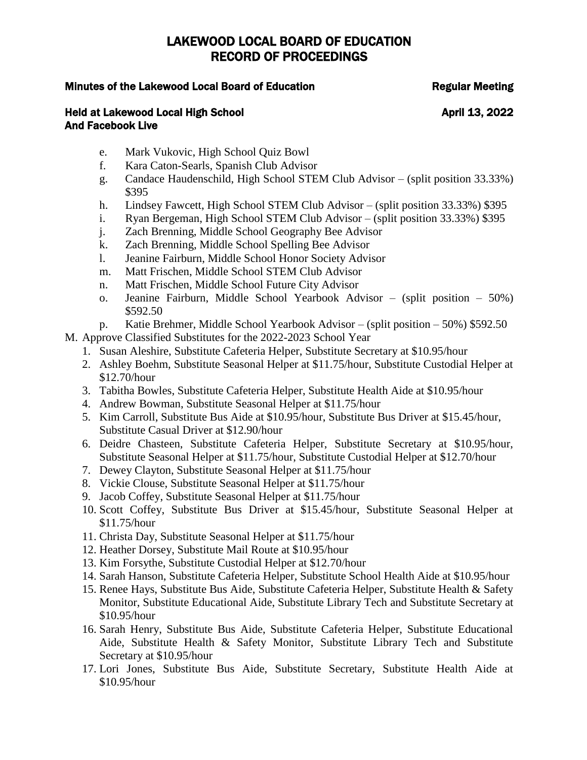# LAKEWOOD LOCAL BOARD OF EDUCATION
# RECORD OF PROCEEDINGS

**Minutes of the Lakewood Local Board of Education** **Regular Meeting**

**Held at Lakewood Local High School** **April 13, 2022**
**And Facebook Live**

- e. Mark Vukovic, High School Quiz Bowl
- f. Kara Caton-Searls, Spanish Club Advisor
- g. Candace Haudenschild, High School STEM Club Advisor – (split position 33.33%) $395
- h. Lindsey Fawcett, High School STEM Club Advisor – (split position 33.33%) $395
- i. Ryan Bergeman, High School STEM Club Advisor – (split position 33.33%) $395
- j. Zach Brenning, Middle School Geography Bee Advisor
- k. Zach Brenning, Middle School Spelling Bee Advisor
- l. Jeanine Fairburn, Middle School Honor Society Advisor
- m. Matt Frischen, Middle School STEM Club Advisor
- n. Matt Frischen, Middle School Future City Advisor
- o. Jeanine Fairburn, Middle School Yearbook Advisor – (split position – 50%) $592.50
- p. Katie Brehmer, Middle School Yearbook Advisor – (split position – 50%) $592.50

M. Approve Classified Substitutes for the 2022-2023 School Year

1. Susan Aleshire, Substitute Cafeteria Helper, Substitute Secretary at $10.95/hour
2. Ashley Boehm, Substitute Seasonal Helper at $11.75/hour, Substitute Custodial Helper at $12.70/hour
3. Tabitha Bowles, Substitute Cafeteria Helper, Substitute Health Aide at $10.95/hour
4. Andrew Bowman, Substitute Seasonal Helper at $11.75/hour
5. Kim Carroll, Substitute Bus Aide at $10.95/hour, Substitute Bus Driver at $15.45/hour, Substitute Casual Driver at $12.90/hour
6. Deidre Chasteen, Substitute Cafeteria Helper, Substitute Secretary at $10.95/hour, Substitute Seasonal Helper at $11.75/hour, Substitute Custodial Helper at $12.70/hour
7. Dewey Clayton, Substitute Seasonal Helper at $11.75/hour
8. Vickie Clouse, Substitute Seasonal Helper at $11.75/hour
9. Jacob Coffey, Substitute Seasonal Helper at $11.75/hour
10. Scott Coffey, Substitute Bus Driver at $15.45/hour, Substitute Seasonal Helper at $11.75/hour
11. Christa Day, Substitute Seasonal Helper at $11.75/hour
12. Heather Dorsey, Substitute Mail Route at $10.95/hour
13. Kim Forsythe, Substitute Custodial Helper at $12.70/hour
14. Sarah Hanson, Substitute Cafeteria Helper, Substitute School Health Aide at $10.95/hour
15. Renee Hays, Substitute Bus Aide, Substitute Cafeteria Helper, Substitute Health & Safety Monitor, Substitute Educational Aide, Substitute Library Tech and Substitute Secretary at $10.95/hour
16. Sarah Henry, Substitute Bus Aide, Substitute Cafeteria Helper, Substitute Educational Aide, Substitute Health & Safety Monitor, Substitute Library Tech and Substitute Secretary at $10.95/hour
17. Lori Jones, Substitute Bus Aide, Substitute Secretary, Substitute Health Aide at $10.95/hour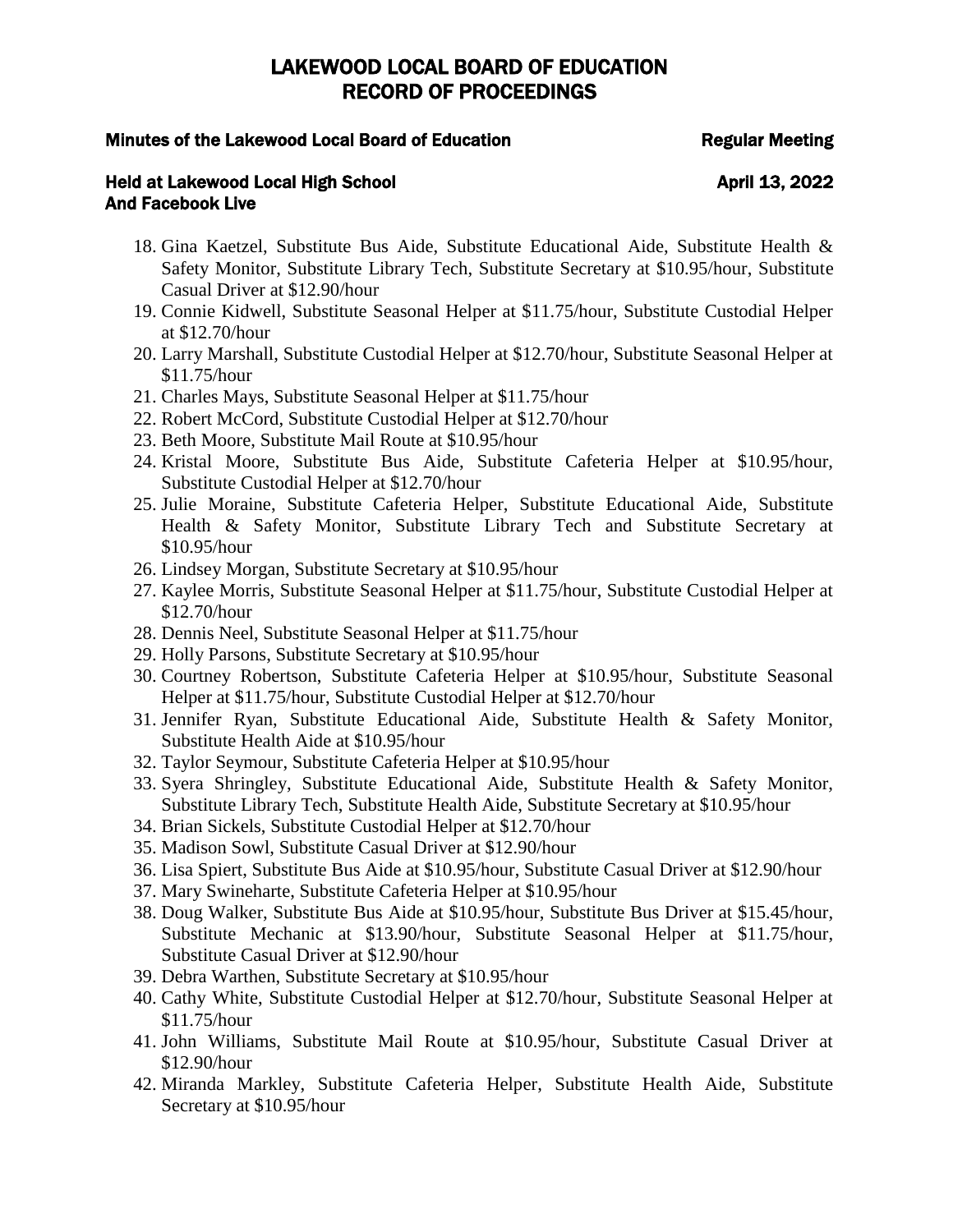18. Gina Kaetzel, Substitute Bus Aide, Substitute Educational Aide, Substitute Health & Safety Monitor, Substitute Library Tech, Substitute Secretary at $10.95/hour, Substitute Casual Driver at $12.90/hour
19. Connie Kidwell, Substitute Seasonal Helper at $11.75/hour, Substitute Custodial Helper at $12.70/hour
20. Larry Marshall, Substitute Custodial Helper at $12.70/hour, Substitute Seasonal Helper at $11.75/hour
21. Charles Mays, Substitute Seasonal Helper at $11.75/hour
22. Robert McCord, Substitute Custodial Helper at $12.70/hour
23. Beth Moore, Substitute Mail Route at $10.95/hour
24. Kristal Moore, Substitute Bus Aide, Substitute Cafeteria Helper at $10.95/hour, Substitute Custodial Helper at $12.70/hour
25. Julie Moraine, Substitute Cafeteria Helper, Substitute Educational Aide, Substitute Health & Safety Monitor, Substitute Library Tech and Substitute Secretary at $10.95/hour
26. Lindsey Morgan, Substitute Secretary at $10.95/hour
27. Kaylee Morris, Substitute Seasonal Helper at $11.75/hour, Substitute Custodial Helper at $12.70/hour
28. Dennis Neel, Substitute Seasonal Helper at $11.75/hour
29. Holly Parsons, Substitute Secretary at $10.95/hour
30. Courtney Robertson, Substitute Cafeteria Helper at $10.95/hour, Substitute Seasonal Helper at $11.75/hour, Substitute Custodial Helper at $12.70/hour
31. Jennifer Ryan, Substitute Educational Aide, Substitute Health & Safety Monitor, Substitute Health Aide at $10.95/hour
32. Taylor Seymour, Substitute Cafeteria Helper at $10.95/hour
33. Syera Shringley, Substitute Educational Aide, Substitute Health & Safety Monitor, Substitute Library Tech, Substitute Health Aide, Substitute Secretary at $10.95/hour
34. Brian Sickels, Substitute Custodial Helper at $12.70/hour
35. Madison Sowl, Substitute Casual Driver at $12.90/hour
36. Lisa Spiert, Substitute Bus Aide at $10.95/hour, Substitute Casual Driver at $12.90/hour
37. Mary Swineharte, Substitute Cafeteria Helper at $10.95/hour
38. Doug Walker, Substitute Bus Aide at $10.95/hour, Substitute Bus Driver at $15.45/hour, Substitute Mechanic at $13.90/hour, Substitute Seasonal Helper at $11.75/hour, Substitute Casual Driver at $12.90/hour
39. Debra Warthen, Substitute Secretary at $10.95/hour
40. Cathy White, Substitute Custodial Helper at $12.70/hour, Substitute Seasonal Helper at $11.75/hour
41. John Williams, Substitute Mail Route at $10.95/hour, Substitute Casual Driver at $12.90/hour
42. Miranda Markley, Substitute Cafeteria Helper, Substitute Health Aide, Substitute Secretary at $10.95/hour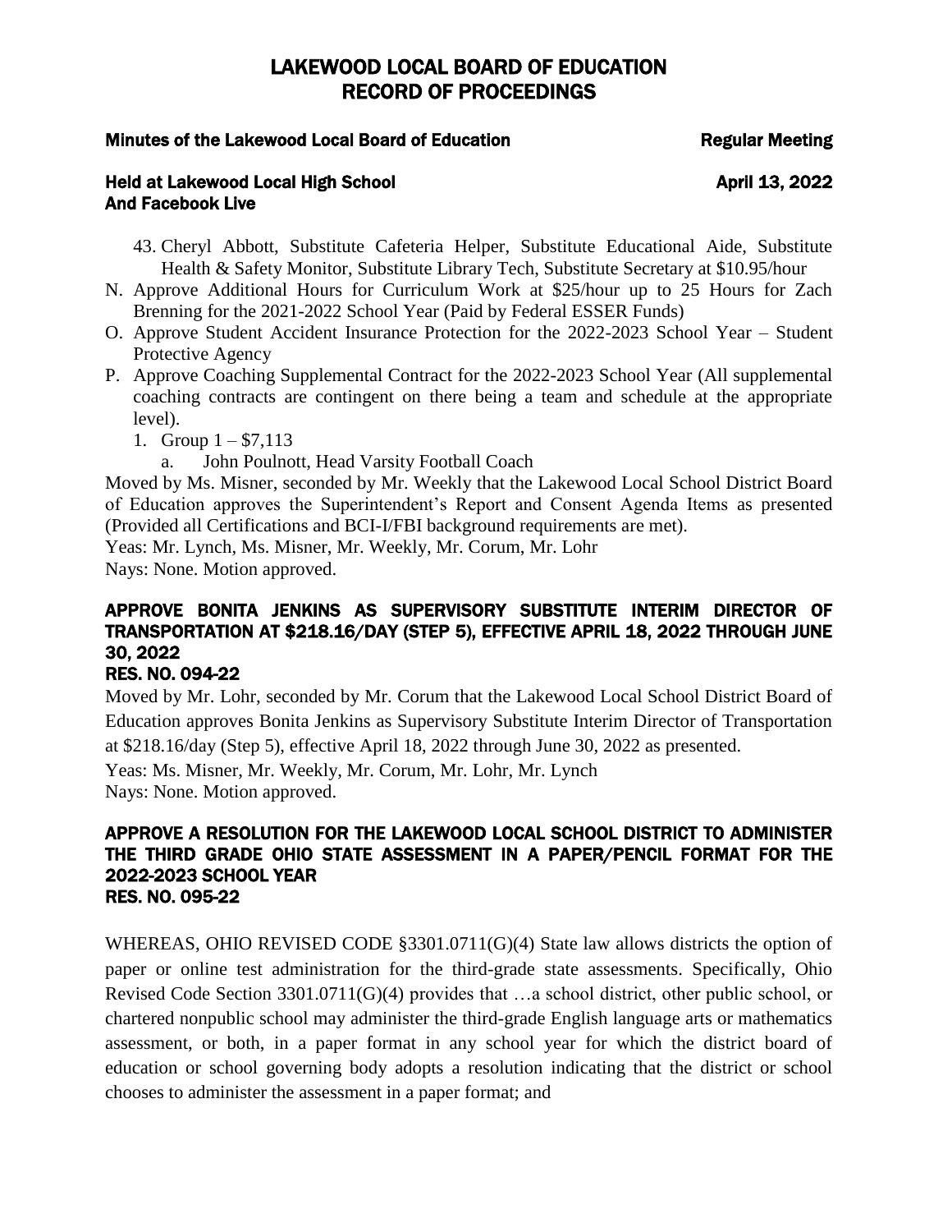43. Cheryl Abbott, Substitute Cafeteria Helper, Substitute Educational Aide, Substitute Health & Safety Monitor, Substitute Library Tech, Substitute Secretary at $10.95/hour

N. Approve Additional Hours for Curriculum Work at $25/hour up to 25 Hours for Zach Brenning for the 2021-2022 School Year (Paid by Federal ESSER Funds)

O. Approve Student Accident Insurance Protection for the 2022-2023 School Year – Student Protective Agency

P. Approve Coaching Supplemental Contract for the 2022-2023 School Year (All supplemental coaching contracts are contingent on there being a team and schedule at the appropriate level).
   1. Group 1 – $7,113
      a. John Poulnott, Head Varsity Football Coach

Moved by Ms. Misner, seconded by Mr. Weekly that the Lakewood Local School District Board of Education approves the Superintendent's Report and Consent Agenda Items as presented (Provided all Certifications and BCI-I/FBI background requirements are met).

Yeas: Mr. Lynch, Ms. Misner, Mr. Weekly, Mr. Corum, Mr. Lohr

Nays: None. Motion approved.

## APPROVE BONITA JENKINS AS SUPERVISORY SUBSTITUTE INTERIM DIRECTOR OF TRANSPORTATION AT $218.16/DAY (STEP 5), EFFECTIVE APRIL 18, 2022 THROUGH JUNE 30, 2022

## RES. NO. 094-22

Moved by Mr. Lohr, seconded by Mr. Corum that the Lakewood Local School District Board of Education approves Bonita Jenkins as Supervisory Substitute Interim Director of Transportation at $218.16/day (Step 5), effective April 18, 2022 through June 30, 2022 as presented.

Yeas: Ms. Misner, Mr. Weekly, Mr. Corum, Mr. Lohr, Mr. Lynch

Nays: None. Motion approved.

## APPROVE A RESOLUTION FOR THE LAKEWOOD LOCAL SCHOOL DISTRICT TO ADMINISTER THE THIRD GRADE OHIO STATE ASSESSMENT IN A PAPER/PENCIL FORMAT FOR THE 2022-2023 SCHOOL YEAR

## RES. NO. 095-22

WHEREAS, OHIO REVISED CODE §3301.0711(G)(4) State law allows districts the option of paper or online test administration for the third-grade state assessments. Specifically, Ohio Revised Code Section 3301.0711(G)(4) provides that …a school district, other public school, or chartered nonpublic school may administer the third-grade English language arts or mathematics assessment, or both, in a paper format in any school year for which the district board of education or school governing body adopts a resolution indicating that the district or school chooses to administer the assessment in a paper format; and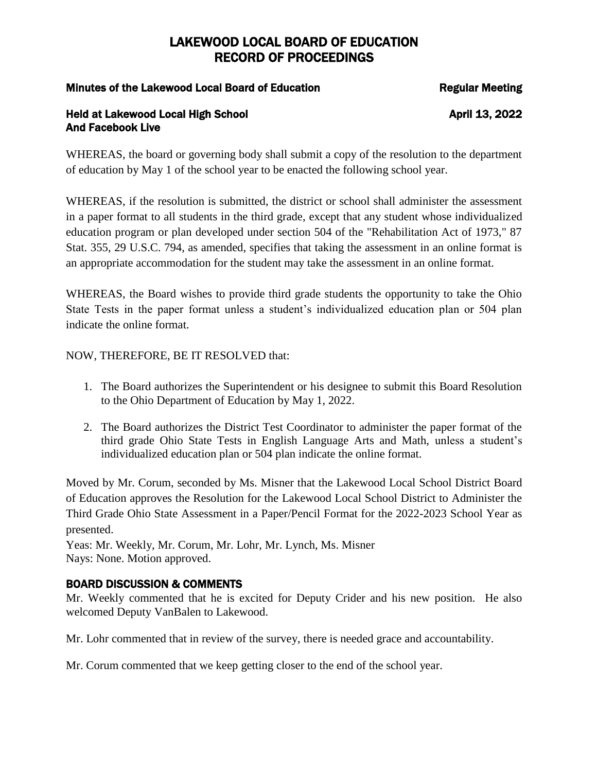# LAKEWOOD LOCAL BOARD OF EDUCATION
# RECORD OF PROCEEDINGS

**Minutes of the Lakewood Local Board of Education** **Regular Meeting**

**Held at Lakewood Local High School** **April 13, 2022**
**And Facebook Live**

WHEREAS, the board or governing body shall submit a copy of the resolution to the department of education by May 1 of the school year to be enacted the following school year.

WHEREAS, if the resolution is submitted, the district or school shall administer the assessment in a paper format to all students in the third grade, except that any student whose individualized education program or plan developed under section 504 of the "Rehabilitation Act of 1973," 87 Stat. 355, 29 U.S.C. 794, as amended, specifies that taking the assessment in an online format is an appropriate accommodation for the student may take the assessment in an online format.

WHEREAS, the Board wishes to provide third grade students the opportunity to take the Ohio State Tests in the paper format unless a student's individualized education plan or 504 plan indicate the online format.

NOW, THEREFORE, BE IT RESOLVED that:

1. The Board authorizes the Superintendent or his designee to submit this Board Resolution to the Ohio Department of Education by May 1, 2022.
2. The Board authorizes the District Test Coordinator to administer the paper format of the third grade Ohio State Tests in English Language Arts and Math, unless a student's individualized education plan or 504 plan indicate the online format.

Moved by Mr. Corum, seconded by Ms. Misner that the Lakewood Local School District Board of Education approves the Resolution for the Lakewood Local School District to Administer the Third Grade Ohio State Assessment in a Paper/Pencil Format for the 2022-2023 School Year as presented.
Yeas: Mr. Weekly, Mr. Corum, Mr. Lohr, Mr. Lynch, Ms. Misner
Nays: None. Motion approved.

## BOARD DISCUSSION & COMMENTS

Mr. Weekly commented that he is excited for Deputy Crider and his new position. He also welcomed Deputy VanBalen to Lakewood.

Mr. Lohr commented that in review of the survey, there is needed grace and accountability.

Mr. Corum commented that we keep getting closer to the end of the school year.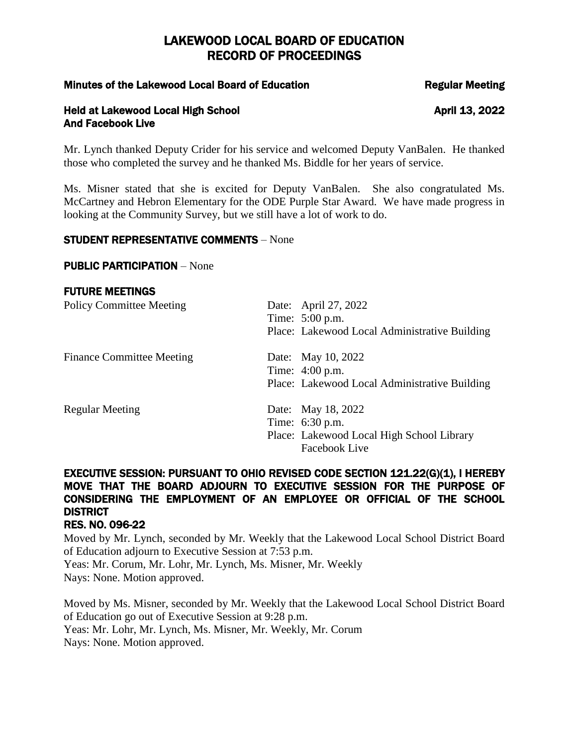Mr. Lynch thanked Deputy Crider for his service and welcomed Deputy VanBalen. He thanked those who completed the survey and he thanked Ms. Biddle for her years of service.

Ms. Misner stated that she is excited for Deputy VanBalen. She also congratulated Ms. McCartney and Hebron Elementary for the ODE Purple Star Award. We have made progress in looking at the Community Survey, but we still have a lot of work to do.

**STUDENT REPRESENTATIVE COMMENTS** – None

**PUBLIC PARTICIPATION** – None

## FUTURE MEETINGS

| | |
|---|---|
| Policy Committee Meeting | Date: April 27, 2022<br>Time: 5:00 p.m.<br>Place: Lakewood Local Administrative Building |
| Finance Committee Meeting | Date: May 10, 2022<br>Time: 4:00 p.m.<br>Place: Lakewood Local Administrative Building |
| Regular Meeting | Date: May 18, 2022<br>Time: 6:30 p.m.<br>Place: Lakewood Local High School Library<br>Facebook Live |

## EXECUTIVE SESSION: PURSUANT TO OHIO REVISED CODE SECTION 121.22(G)(1), I HEREBY MOVE THAT THE BOARD ADJOURN TO EXECUTIVE SESSION FOR THE PURPOSE OF CONSIDERING THE EMPLOYMENT OF AN EMPLOYEE OR OFFICIAL OF THE SCHOOL DISTRICT

**RES. NO. 096-22**

Moved by Mr. Lynch, seconded by Mr. Weekly that the Lakewood Local School District Board of Education adjourn to Executive Session at 7:53 p.m.
Yeas: Mr. Corum, Mr. Lohr, Mr. Lynch, Ms. Misner, Mr. Weekly
Nays: None. Motion approved.

Moved by Ms. Misner, seconded by Mr. Weekly that the Lakewood Local School District Board of Education go out of Executive Session at 9:28 p.m.
Yeas: Mr. Lohr, Mr. Lynch, Ms. Misner, Mr. Weekly, Mr. Corum
Nays: None. Motion approved.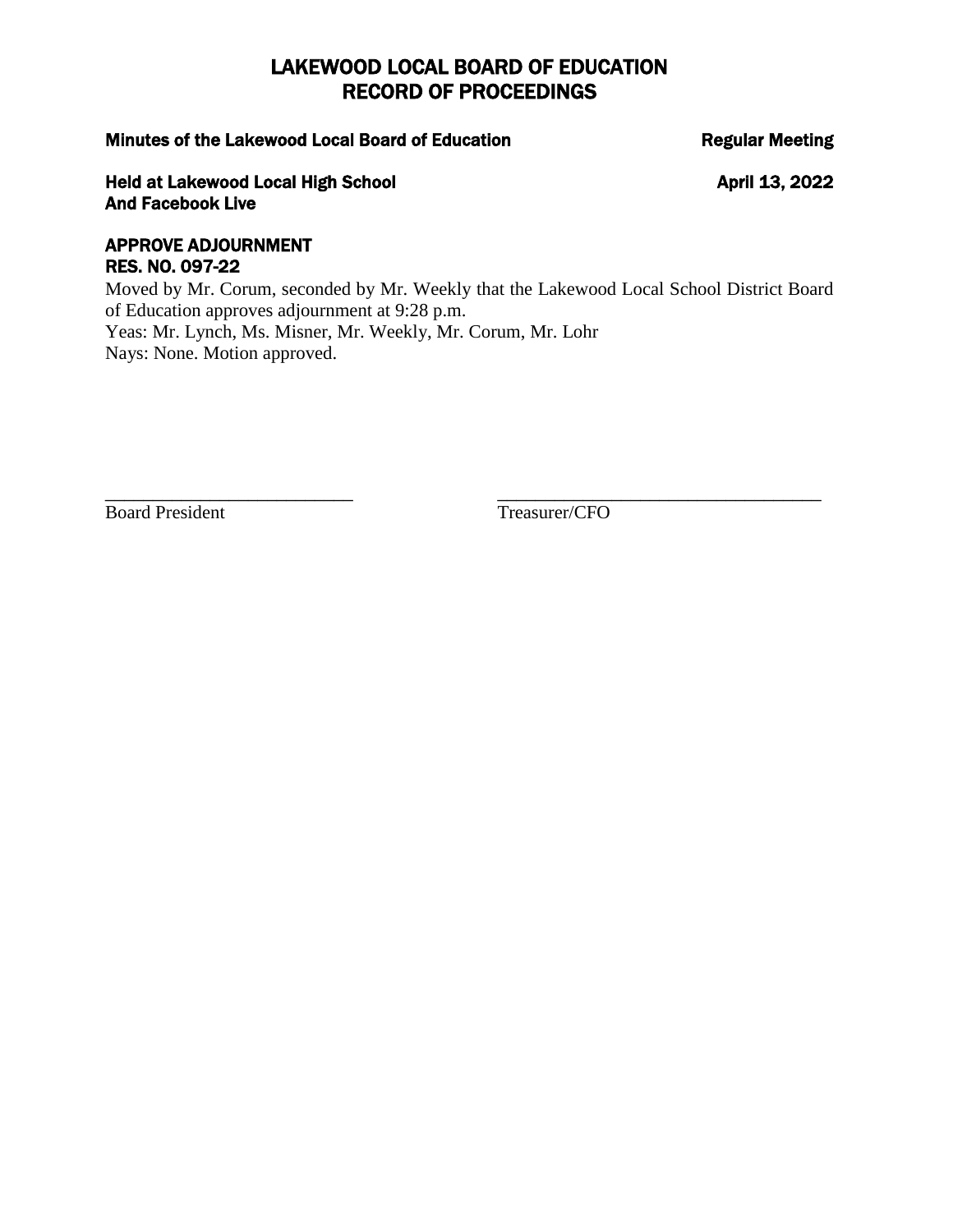# LAKEWOOD LOCAL BOARD OF EDUCATION
# RECORD OF PROCEEDINGS

**Minutes of the Lakewood Local Board of Education** **Regular Meeting**

**Held at Lakewood Local High School** **April 13, 2022**
**And Facebook Live**

**APPROVE ADJOURNMENT**
**RES. NO. 097-22**

Moved by Mr. Corum, seconded by Mr. Weekly that the Lakewood Local School District Board of Education approves adjournment at 9:28 p.m.
Yeas: Mr. Lynch, Ms. Misner, Mr. Weekly, Mr. Corum, Mr. Lohr
Nays: None. Motion approved.

___________________________ ___________________________________
Board President Treasurer/CFO